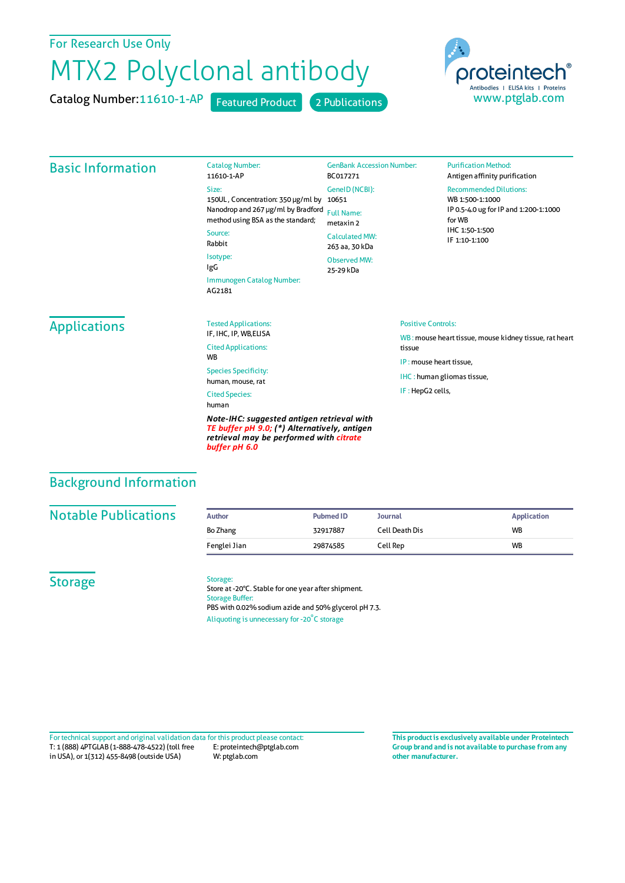For Research Use Only

# MTX2 Polyclonal antibody

Catalog Number: 11610-1-AP    Featured Product    2 Publications

proteintech®
Antibodies | ELISA kits | Proteins
www.ptglab.com

## Basic Information

**Catalog Number:**
11610-1-AP

**Size:**
150UL , Concentration: 350 μg/ml by Nanodrop and 267 μg/ml by Bradford method using BSA as the standard;

**Source:**
Rabbit

**Isotype:**
IgG

**Immunogen Catalog Number:**
AG2181

**GenBank Accession Number:**
BC017271

**GeneID (NCBI):**
10651

**Full Name:**
metaxin 2

**Calculated MW:**
263 aa, 30 kDa

**Observed MW:**
25-29 kDa

**Purification Method:**
Antigen affinity purification

**Recommended Dilutions:**
WB 1:500-1:1000
IP 0.5-4.0 ug for IP and 1:200-1:1000 for WB
IHC 1:50-1:500
IF 1:10-1:100

## Applications

**Tested Applications:**
IF, IHC, IP, WB,ELISA

**Cited Applications:**
WB

**Species Specificity:**
human, mouse, rat

**Cited Species:**
human

***Note-IHC: suggested antigen retrieval with TE buffer pH 9.0; (*) Alternatively, antigen retrieval may be performed with citrate buffer pH 6.0***

**Positive Controls:**

WB : mouse heart tissue, mouse kidney tissue, rat heart tissue

IP : mouse heart tissue,

IHC : human gliomas tissue,

IF : HepG2 cells,

## Background Information

## Notable Publications

| Author | Pubmed ID | Journal | Application |
|---|---|---|---|
| Bo Zhang | 32917887 | Cell Death Dis | WB |
| Fenglei Jian | 29874585 | Cell Rep | WB |

## Storage

**Storage:**
Store at -20°C. Stable for one year after shipment.

**Storage Buffer:**
PBS with 0.02% sodium azide and 50% glycerol pH 7.3.

Aliquoting is unnecessary for -20°C storage

For technical support and original validation data for this product please contact:
T: 1 (888) 4PTGLAB (1-888-478-4522) (toll free in USA), or 1(312) 455-8498 (outside USA)
E: proteintech@ptglab.com
W: ptglab.com

**This product is exclusively available under Proteintech Group brand and is not available to purchase from any other manufacturer.**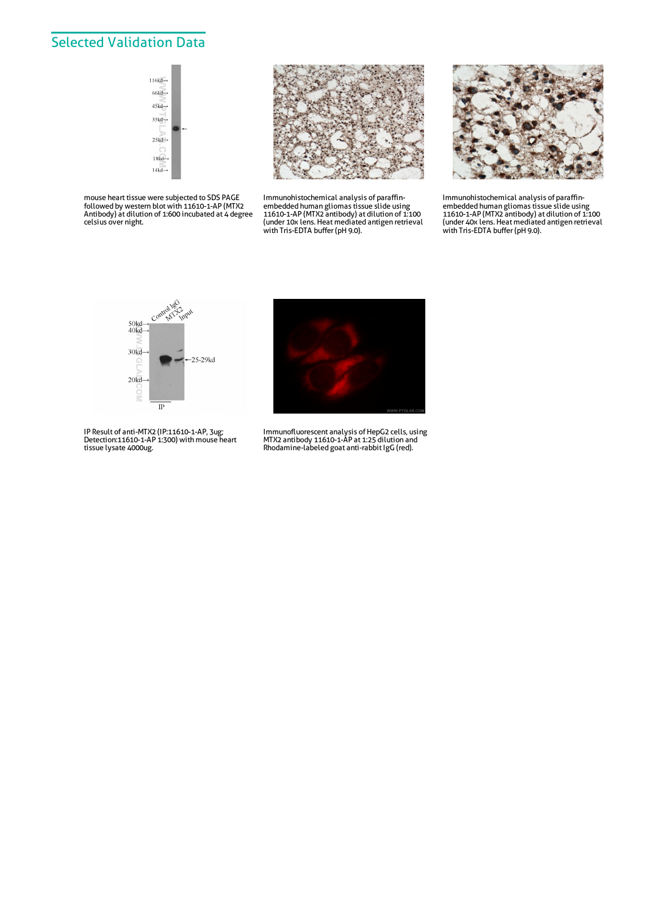## Selected Validation Data

116kd→
66kd→
45kd→
35kd→
25kd→
18kd→
14kd→

mouse heart tissue were subjected to SDS PAGE followed by western blot with 11610-1-AP (MTX2 Antibody) at dilution of 1:600 incubated at 4 degree celsius over night.

Immunohistochemical analysis of paraffin-embedded human gliomas tissue slide using 11610-1-AP (MTX2 antibody) at dilution of 1:100 (under 10x lens. Heat mediated antigen retrieval with Tris-EDTA buffer (pH 9.0).

Immunohistochemical analysis of paraffin-embedded human gliomas tissue slide using 11610-1-AP (MTX2 antibody) at dilution of 1:100 (under 40x lens. Heat mediated antigen retrieval with Tris-EDTA buffer (pH 9.0).

Control IgG
MTX2
Input
50kd→
40kd→
30kd→
20kd→
←25-29kd
IP

IP Result of anti-MTX2 (IP:11610-1-AP, 3ug; Detection:11610-1-AP 1:300) with mouse heart tissue lysate 4000ug.

Immunofluorescent analysis of HepG2 cells, using MTX2 antibody 11610-1-AP at 1:25 dilution and Rhodamine-labeled goat anti-rabbit IgG (red).